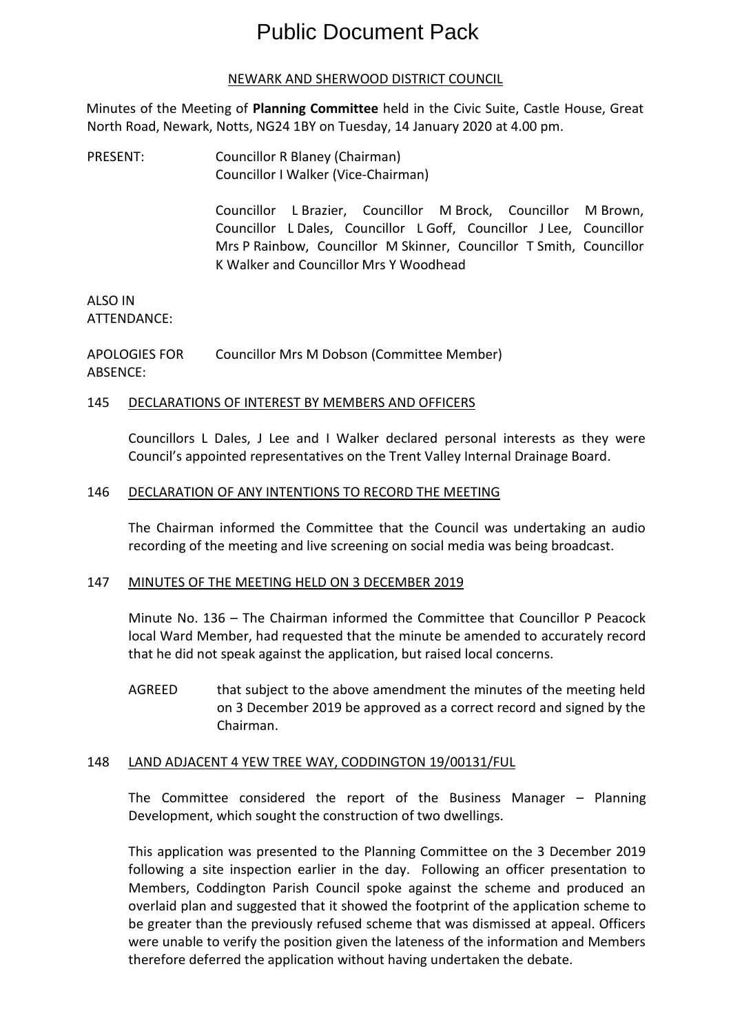# Public Document Pack

NEWARK AND SHERWOOD DISTRICT COUNCIL

Minutes of the Meeting of **Planning Committee** held in the Civic Suite, Castle House, Great North Road, Newark, Notts, NG24 1BY on Tuesday, 14 January 2020 at 4.00 pm.

PRESENT: Councillor R Blaney (Chairman)
Councillor I Walker (Vice-Chairman)

Councillor L Brazier, Councillor M Brock, Councillor M Brown, Councillor L Dales, Councillor L Goff, Councillor J Lee, Councillor Mrs P Rainbow, Councillor M Skinner, Councillor T Smith, Councillor K Walker and Councillor Mrs Y Woodhead

ALSO IN ATTENDANCE:

APOLOGIES FOR ABSENCE: Councillor Mrs M Dobson (Committee Member)

## 145 DECLARATIONS OF INTEREST BY MEMBERS AND OFFICERS

Councillors L Dales, J Lee and I Walker declared personal interests as they were Council's appointed representatives on the Trent Valley Internal Drainage Board.

## 146 DECLARATION OF ANY INTENTIONS TO RECORD THE MEETING

The Chairman informed the Committee that the Council was undertaking an audio recording of the meeting and live screening on social media was being broadcast.

## 147 MINUTES OF THE MEETING HELD ON 3 DECEMBER 2019

Minute No. 136 – The Chairman informed the Committee that Councillor P Peacock local Ward Member, had requested that the minute be amended to accurately record that he did not speak against the application, but raised local concerns.

AGREED that subject to the above amendment the minutes of the meeting held on 3 December 2019 be approved as a correct record and signed by the Chairman.

## 148 LAND ADJACENT 4 YEW TREE WAY, CODDINGTON 19/00131/FUL

The Committee considered the report of the Business Manager – Planning Development, which sought the construction of two dwellings.

This application was presented to the Planning Committee on the 3 December 2019 following a site inspection earlier in the day. Following an officer presentation to Members, Coddington Parish Council spoke against the scheme and produced an overlaid plan and suggested that it showed the footprint of the application scheme to be greater than the previously refused scheme that was dismissed at appeal. Officers were unable to verify the position given the lateness of the information and Members therefore deferred the application without having undertaken the debate.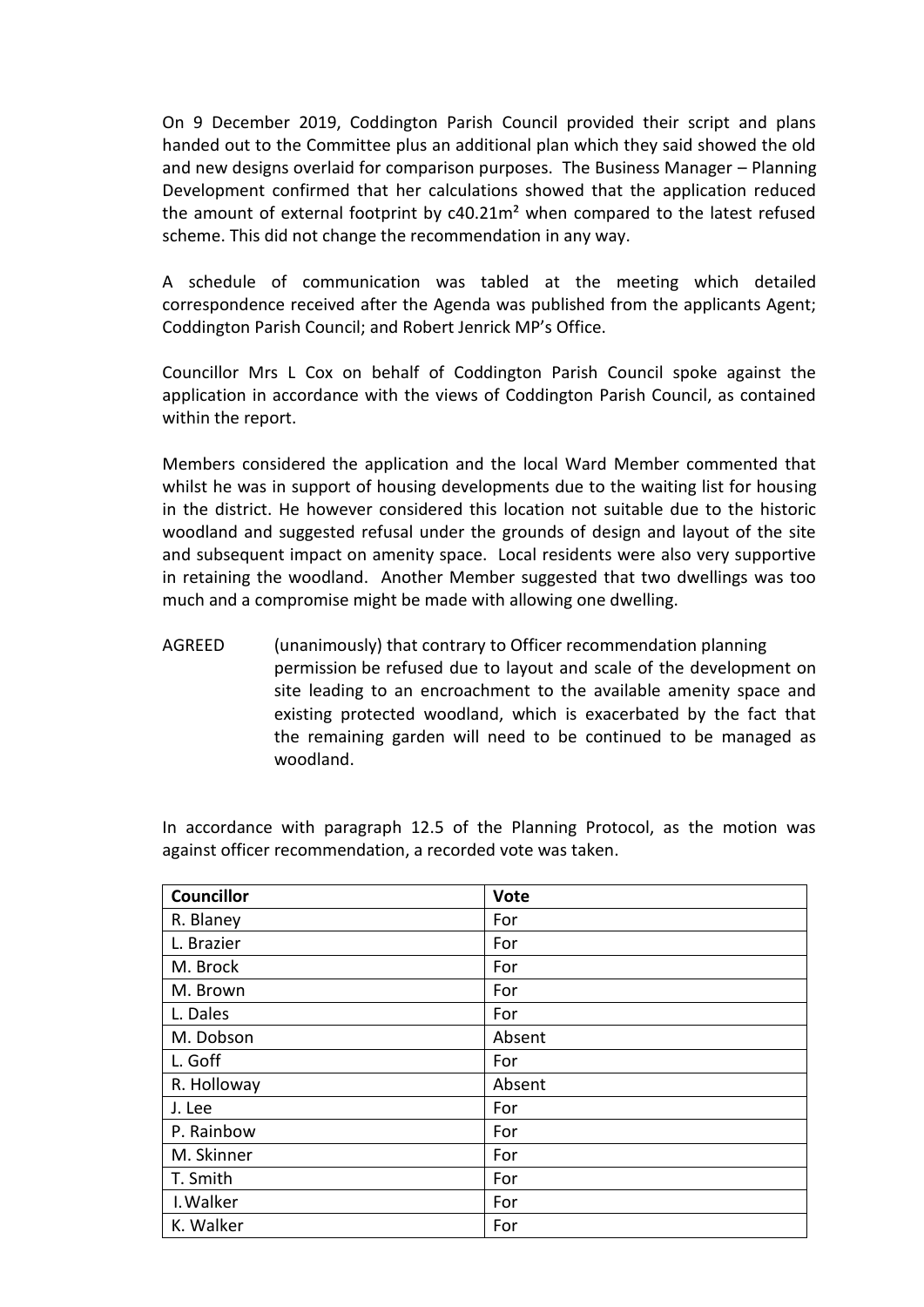On 9 December 2019, Coddington Parish Council provided their script and plans handed out to the Committee plus an additional plan which they said showed the old and new designs overlaid for comparison purposes. The Business Manager – Planning Development confirmed that her calculations showed that the application reduced the amount of external footprint by c40.21m² when compared to the latest refused scheme. This did not change the recommendation in any way.

A schedule of communication was tabled at the meeting which detailed correspondence received after the Agenda was published from the applicants Agent; Coddington Parish Council; and Robert Jenrick MP's Office.

Councillor Mrs L Cox on behalf of Coddington Parish Council spoke against the application in accordance with the views of Coddington Parish Council, as contained within the report.

Members considered the application and the local Ward Member commented that whilst he was in support of housing developments due to the waiting list for housing in the district. He however considered this location not suitable due to the historic woodland and suggested refusal under the grounds of design and layout of the site and subsequent impact on amenity space. Local residents were also very supportive in retaining the woodland. Another Member suggested that two dwellings was too much and a compromise might be made with allowing one dwelling.

AGREED (unanimously) that contrary to Officer recommendation planning permission be refused due to layout and scale of the development on site leading to an encroachment to the available amenity space and existing protected woodland, which is exacerbated by the fact that the remaining garden will need to be continued to be managed as woodland.

In accordance with paragraph 12.5 of the Planning Protocol, as the motion was against officer recommendation, a recorded vote was taken.

| Councillor | Vote |
|---|---|
| R. Blaney | For |
| L. Brazier | For |
| M. Brock | For |
| M. Brown | For |
| L. Dales | For |
| M. Dobson | Absent |
| L. Goff | For |
| R. Holloway | Absent |
| J. Lee | For |
| P. Rainbow | For |
| M. Skinner | For |
| T. Smith | For |
| I. Walker | For |
| K. Walker | For |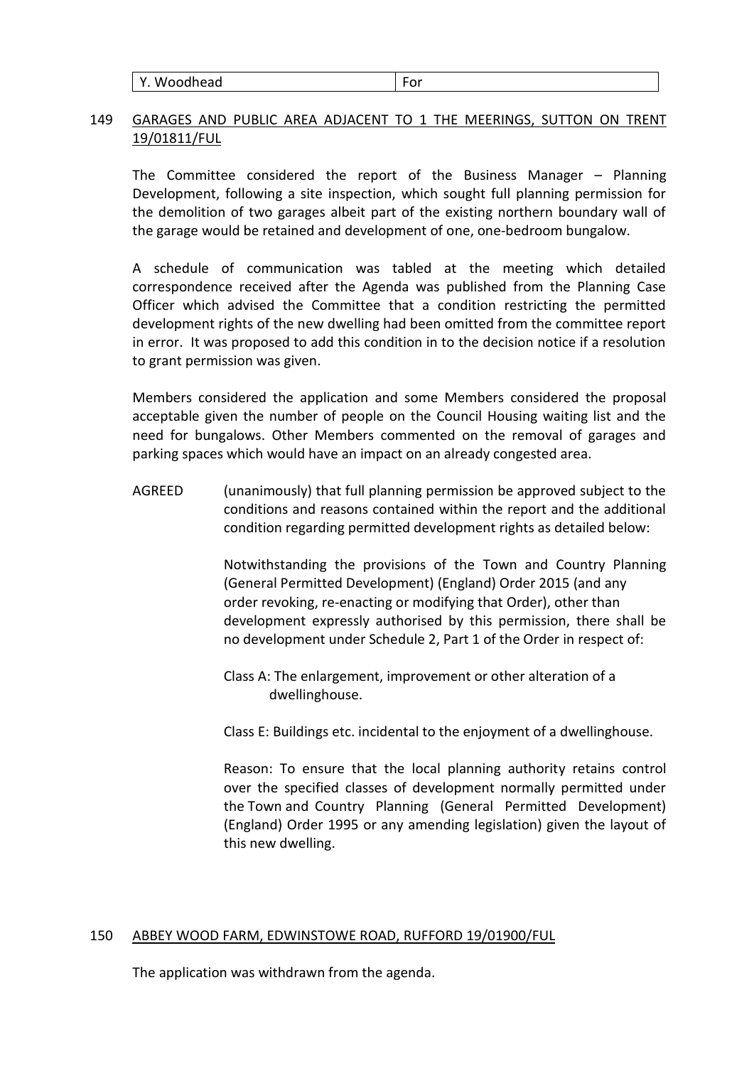| Y. Woodhead | For |
|---|---|

## 149 GARAGES AND PUBLIC AREA ADJACENT TO 1 THE MEERINGS, SUTTON ON TRENT 19/01811/FUL

The Committee considered the report of the Business Manager – Planning Development, following a site inspection, which sought full planning permission for the demolition of two garages albeit part of the existing northern boundary wall of the garage would be retained and development of one, one-bedroom bungalow.

A schedule of communication was tabled at the meeting which detailed correspondence received after the Agenda was published from the Planning Case Officer which advised the Committee that a condition restricting the permitted development rights of the new dwelling had been omitted from the committee report in error. It was proposed to add this condition in to the decision notice if a resolution to grant permission was given.

Members considered the application and some Members considered the proposal acceptable given the number of people on the Council Housing waiting list and the need for bungalows. Other Members commented on the removal of garages and parking spaces which would have an impact on an already congested area.

AGREED (unanimously) that full planning permission be approved subject to the conditions and reasons contained within the report and the additional condition regarding permitted development rights as detailed below:

Notwithstanding the provisions of the Town and Country Planning (General Permitted Development) (England) Order 2015 (and any order revoking, re-enacting or modifying that Order), other than development expressly authorised by this permission, there shall be no development under Schedule 2, Part 1 of the Order in respect of:

Class A: The enlargement, improvement or other alteration of a dwellinghouse.

Class E: Buildings etc. incidental to the enjoyment of a dwellinghouse.

Reason: To ensure that the local planning authority retains control over the specified classes of development normally permitted under the Town and Country Planning (General Permitted Development) (England) Order 1995 or any amending legislation) given the layout of this new dwelling.

## 150 ABBEY WOOD FARM, EDWINSTOWE ROAD, RUFFORD 19/01900/FUL

The application was withdrawn from the agenda.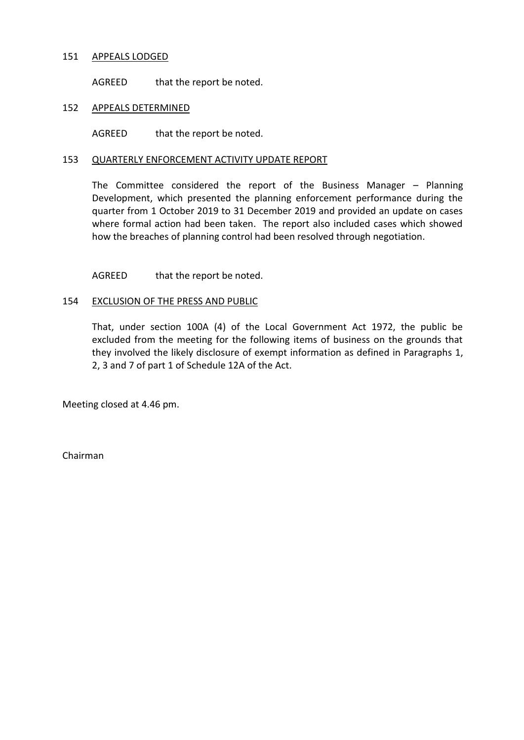151 <u>APPEALS LODGED</u>

AGREED that the report be noted.

152 <u>APPEALS DETERMINED</u>

AGREED that the report be noted.

153 <u>QUARTERLY ENFORCEMENT ACTIVITY UPDATE REPORT</u>

The Committee considered the report of the Business Manager – Planning Development, which presented the planning enforcement performance during the quarter from 1 October 2019 to 31 December 2019 and provided an update on cases where formal action had been taken. The report also included cases which showed how the breaches of planning control had been resolved through negotiation.

AGREED that the report be noted.

154 <u>EXCLUSION OF THE PRESS AND PUBLIC</u>

That, under section 100A (4) of the Local Government Act 1972, the public be excluded from the meeting for the following items of business on the grounds that they involved the likely disclosure of exempt information as defined in Paragraphs 1, 2, 3 and 7 of part 1 of Schedule 12A of the Act.

Meeting closed at 4.46 pm.

Chairman